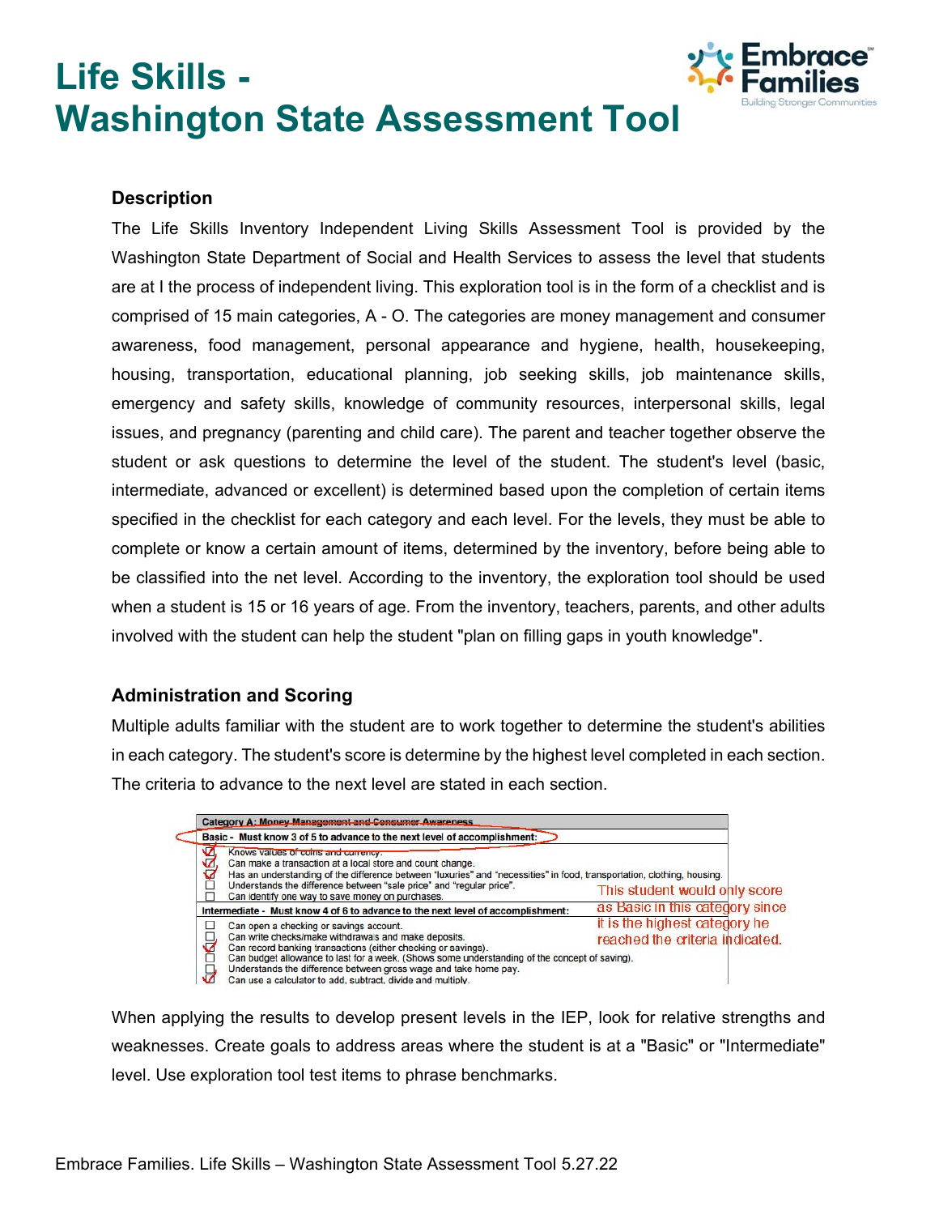# Life Skills - Washington State Assessment Tool

Embrace Families
Building Stronger Communities

### Description

The Life Skills Inventory Independent Living Skills Assessment Tool is provided by the Washington State Department of Social and Health Services to assess the level that students are at I the process of independent living. This exploration tool is in the form of a checklist and is comprised of 15 main categories, A - O. The categories are money management and consumer awareness, food management, personal appearance and hygiene, health, housekeeping, housing, transportation, educational planning, job seeking skills, job maintenance skills, emergency and safety skills, knowledge of community resources, interpersonal skills, legal issues, and pregnancy (parenting and child care). The parent and teacher together observe the student or ask questions to determine the level of the student. The student's level (basic, intermediate, advanced or excellent) is determined based upon the completion of certain items specified in the checklist for each category and each level. For the levels, they must be able to complete or know a certain amount of items, determined by the inventory, before being able to be classified into the net level. According to the inventory, the exploration tool should be used when a student is 15 or 16 years of age. From the inventory, teachers, parents, and other adults involved with the student can help the student "plan on filling gaps in youth knowledge".

### Administration and Scoring

Multiple adults familiar with the student are to work together to determine the student's abilities in each category. The student's score is determine by the highest level completed in each section. The criteria to advance to the next level are stated in each section.

**Category A: Money Management and Consumer Awareness**

**Basic - Must know 3 of 5 to advance to the next level of accomplishment:**

- [x] Knows values of coins and currency.
- [x] Can make a transaction at a local store and count change.
- [x] Has an understanding of the difference between "luxuries" and "necessities" in food, transportation, clothing, housing.
- [ ] Understands the difference between "sale price" and "regular price".
- [ ] Can identify one way to save money on purchases.

**Intermediate - Must know 4 of 6 to advance to the next level of accomplishment:**

- [ ] Can open a checking or savings account.
- [ ] Can write checks/make withdrawals and make deposits.
- [x] Can record banking transactions (either checking or savings).
- [ ] Can budget allowance to last for a week. (Shows some understanding of the concept of saving).
- [ ] Understands the difference between gross wage and take home pay.
- [x] Can use a calculator to add, subtract, divide and multiply.

This student would only score as Basic in this category since it is the highest category he reached the criteria indicated.

When applying the results to develop present levels in the IEP, look for relative strengths and weaknesses. Create goals to address areas where the student is at a "Basic" or "Intermediate" level. Use exploration tool test items to phrase benchmarks.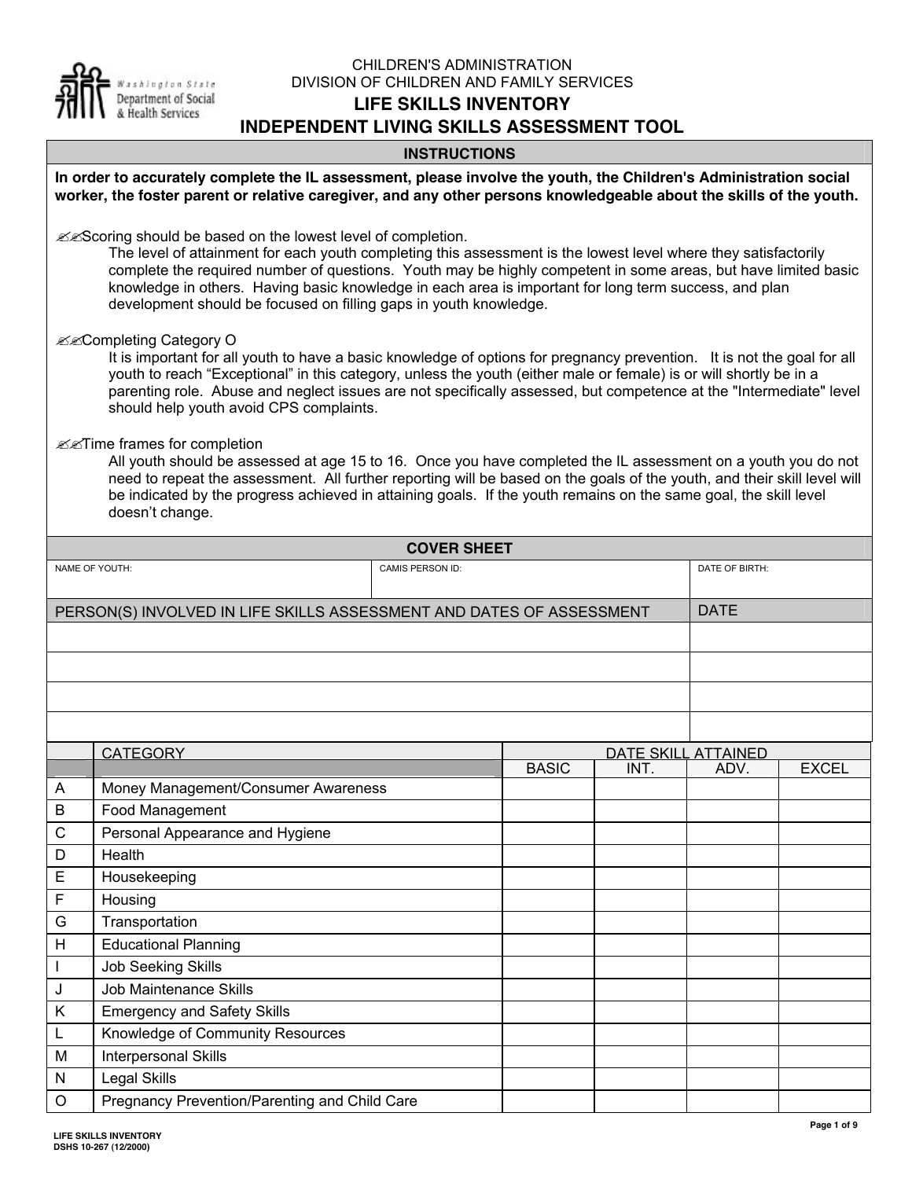CHILDREN'S ADMINISTRATION
DIVISION OF CHILDREN AND FAMILY SERVICES

# LIFE SKILLS INVENTORY
# INDEPENDENT LIVING SKILLS ASSESSMENT TOOL

## INSTRUCTIONS

**In order to accurately complete the IL assessment, please involve the youth, the Children's Administration social worker, the foster parent or relative caregiver, and any other persons knowledgeable about the skills of the youth.**

✍✍Scoring should be based on the lowest level of completion.

The level of attainment for each youth completing this assessment is the lowest level where they satisfactorily complete the required number of questions. Youth may be highly competent in some areas, but have limited basic knowledge in others. Having basic knowledge in each area is important for long term success, and plan development should be focused on filling gaps in youth knowledge.

✍✍Completing Category O

It is important for all youth to have a basic knowledge of options for pregnancy prevention. It is not the goal for all youth to reach "Exceptional" in this category, unless the youth (either male or female) is or will shortly be in a parenting role. Abuse and neglect issues are not specifically assessed, but competence at the "Intermediate" level should help youth avoid CPS complaints.

✍✍Time frames for completion

All youth should be assessed at age 15 to 16. Once you have completed the IL assessment on a youth you do not need to repeat the assessment. All further reporting will be based on the goals of the youth, and their skill level will be indicated by the progress achieved in attaining goals. If the youth remains on the same goal, the skill level doesn't change.

## COVER SHEET

| NAME OF YOUTH: | CAMIS PERSON ID: | DATE OF BIRTH: |
|---|---|---|
| | | |

| PERSON(S) INVOLVED IN LIFE SKILLS ASSESSMENT AND DATES OF ASSESSMENT | DATE |
|---|---|
| | |
| | |
| | |
| | |

| | CATEGORY | DATE SKILL ATTAINED | | | |
|---|---|---|---|---|---|
| | | BASIC | INT. | ADV. | EXCEL |
| A | Money Management/Consumer Awareness | | | | |
| B | Food Management | | | | |
| C | Personal Appearance and Hygiene | | | | |
| D | Health | | | | |
| E | Housekeeping | | | | |
| F | Housing | | | | |
| G | Transportation | | | | |
| H | Educational Planning | | | | |
| I | Job Seeking Skills | | | | |
| J | Job Maintenance Skills | | | | |
| K | Emergency and Safety Skills | | | | |
| L | Knowledge of Community Resources | | | | |
| M | Interpersonal Skills | | | | |
| N | Legal Skills | | | | |
| O | Pregnancy Prevention/Parenting and Child Care | | | | |

LIFE SKILLS INVENTORY
DSHS 10-267 (12/2000)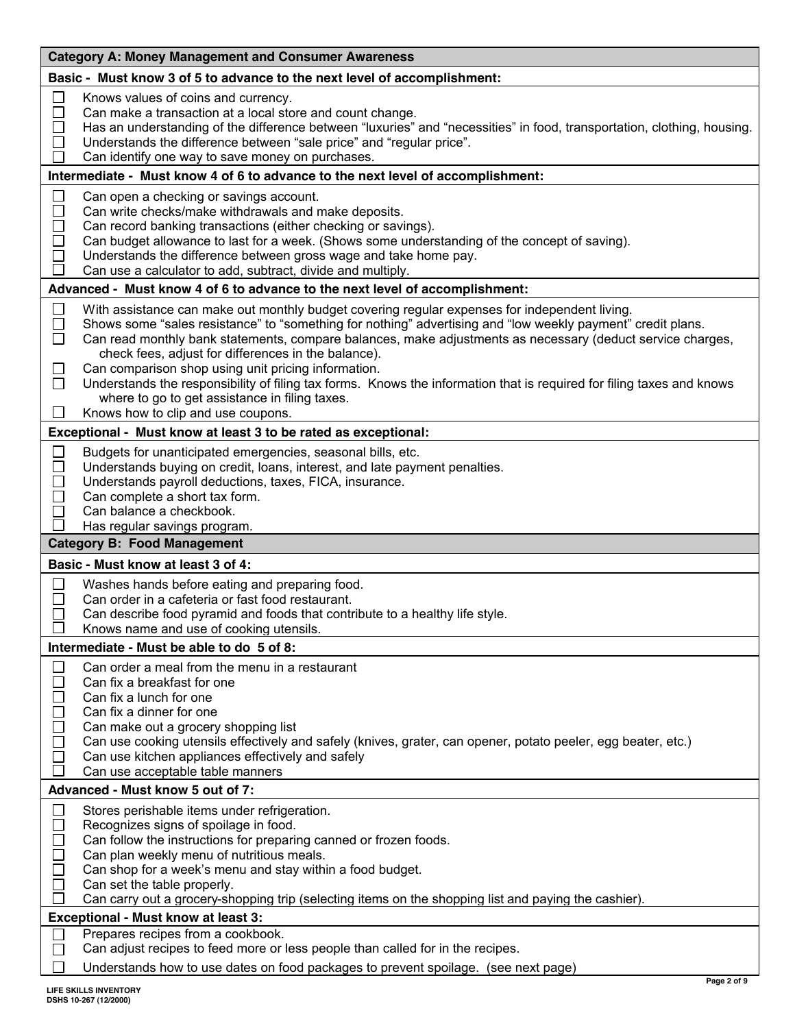## Category A: Money Management and Consumer Awareness

**Basic - Must know 3 of 5 to advance to the next level of accomplishment:**

- ☐ Knows values of coins and currency.
- ☐ Can make a transaction at a local store and count change.
- ☐ Has an understanding of the difference between "luxuries" and "necessities" in food, transportation, clothing, housing.
- ☐ Understands the difference between "sale price" and "regular price".
- ☐ Can identify one way to save money on purchases.

**Intermediate - Must know 4 of 6 to advance to the next level of accomplishment:**

- ☐ Can open a checking or savings account.
- ☐ Can write checks/make withdrawals and make deposits.
- ☐ Can record banking transactions (either checking or savings).
- ☐ Can budget allowance to last for a week. (Shows some understanding of the concept of saving).
- ☐ Understands the difference between gross wage and take home pay.
- ☐ Can use a calculator to add, subtract, divide and multiply.

**Advanced - Must know 4 of 6 to advance to the next level of accomplishment:**

- ☐ With assistance can make out monthly budget covering regular expenses for independent living.
- ☐ Shows some "sales resistance" to "something for nothing" advertising and "low weekly payment" credit plans.
- ☐ Can read monthly bank statements, compare balances, make adjustments as necessary (deduct service charges, check fees, adjust for differences in the balance).
- ☐ Can comparison shop using unit pricing information.
- ☐ Understands the responsibility of filing tax forms. Knows the information that is required for filing taxes and knows where to go to get assistance in filing taxes.
- ☐ Knows how to clip and use coupons.

**Exceptional - Must know at least 3 to be rated as exceptional:**

- ☐ Budgets for unanticipated emergencies, seasonal bills, etc.
- ☐ Understands buying on credit, loans, interest, and late payment penalties.
- ☐ Understands payroll deductions, taxes, FICA, insurance.
- ☐ Can complete a short tax form.
- ☐ Can balance a checkbook.
- ☐ Has regular savings program.

## Category B: Food Management

**Basic - Must know at least 3 of 4:**

- ☐ Washes hands before eating and preparing food.
- ☐ Can order in a cafeteria or fast food restaurant.
- ☐ Can describe food pyramid and foods that contribute to a healthy life style.
- ☐ Knows name and use of cooking utensils.

**Intermediate - Must be able to do 5 of 8:**

- ☐ Can order a meal from the menu in a restaurant
- ☐ Can fix a breakfast for one
- ☐ Can fix a lunch for one
- ☐ Can fix a dinner for one
- ☐ Can make out a grocery shopping list
- ☐ Can use cooking utensils effectively and safely (knives, grater, can opener, potato peeler, egg beater, etc.)
- ☐ Can use kitchen appliances effectively and safely
- ☐ Can use acceptable table manners

**Advanced - Must know 5 out of 7:**

- ☐ Stores perishable items under refrigeration.
- ☐ Recognizes signs of spoilage in food.
- ☐ Can follow the instructions for preparing canned or frozen foods.
- ☐ Can plan weekly menu of nutritious meals.
- ☐ Can shop for a week's menu and stay within a food budget.
- ☐ Can set the table properly.
- ☐ Can carry out a grocery-shopping trip (selecting items on the shopping list and paying the cashier).

**Exceptional - Must know at least 3:**

- ☐ Prepares recipes from a cookbook.
- ☐ Can adjust recipes to feed more or less people than called for in the recipes.
- ☐ Understands how to use dates on food packages to prevent spoilage. (see next page)

LIFE SKILLS INVENTORY
DSHS 10-267 (12/2000)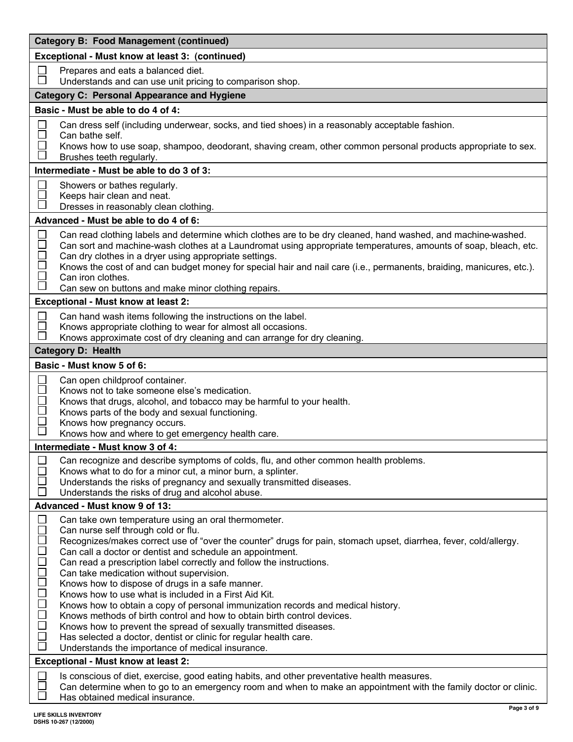| Category B: Food Management (continued) |
|---|
| **Exceptional - Must know at least 3: (continued)** |
| ☐ Prepares and eats a balanced diet.<br>☐ Understands and can use unit pricing to comparison shop. |

| Category C: Personal Appearance and Hygiene |
|---|
| **Basic - Must be able to do 4 of 4:** |
| ☐ Can dress self (including underwear, socks, and tied shoes) in a reasonably acceptable fashion.<br>☐ Can bathe self.<br>☐ Knows how to use soap, shampoo, deodorant, shaving cream, other common personal products appropriate to sex.<br>☐ Brushes teeth regularly. |
| **Intermediate - Must be able to do 3 of 3:** |
| ☐ Showers or bathes regularly.<br>☐ Keeps hair clean and neat.<br>☐ Dresses in reasonably clean clothing. |
| **Advanced - Must be able to do 4 of 6:** |
| ☐ Can read clothing labels and determine which clothes are to be dry cleaned, hand washed, and machine-washed.<br>☐ Can sort and machine-wash clothes at a Laundromat using appropriate temperatures, amounts of soap, bleach, etc.<br>☐ Can dry clothes in a dryer using appropriate settings.<br>☐ Knows the cost of and can budget money for special hair and nail care (i.e., permanents, braiding, manicures, etc.).<br>☐ Can iron clothes.<br>☐ Can sew on buttons and make minor clothing repairs. |
| **Exceptional - Must know at least 2:** |
| ☐ Can hand wash items following the instructions on the label.<br>☐ Knows appropriate clothing to wear for almost all occasions.<br>☐ Knows approximate cost of dry cleaning and can arrange for dry cleaning. |

| Category D: Health |
|---|
| **Basic - Must know 5 of 6:** |
| ☐ Can open childproof container.<br>☐ Knows not to take someone else's medication.<br>☐ Knows that drugs, alcohol, and tobacco may be harmful to your health.<br>☐ Knows parts of the body and sexual functioning.<br>☐ Knows how pregnancy occurs.<br>☐ Knows how and where to get emergency health care. |
| **Intermediate - Must know 3 of 4:** |
| ☐ Can recognize and describe symptoms of colds, flu, and other common health problems.<br>☐ Knows what to do for a minor cut, a minor burn, a splinter.<br>☐ Understands the risks of pregnancy and sexually transmitted diseases.<br>☐ Understands the risks of drug and alcohol abuse. |
| **Advanced - Must know 9 of 13:** |
| ☐ Can take own temperature using an oral thermometer.<br>☐ Can nurse self through cold or flu.<br>☐ Recognizes/makes correct use of "over the counter" drugs for pain, stomach upset, diarrhea, fever, cold/allergy.<br>☐ Can call a doctor or dentist and schedule an appointment.<br>☐ Can read a prescription label correctly and follow the instructions.<br>☐ Can take medication without supervision.<br>☐ Knows how to dispose of drugs in a safe manner.<br>☐ Knows how to use what is included in a First Aid Kit.<br>☐ Knows how to obtain a copy of personal immunization records and medical history.<br>☐ Knows methods of birth control and how to obtain birth control devices.<br>☐ Knows how to prevent the spread of sexually transmitted diseases.<br>☐ Has selected a doctor, dentist or clinic for regular health care.<br>☐ Understands the importance of medical insurance. |
| **Exceptional - Must know at least 2:** |
| ☐ Is conscious of diet, exercise, good eating habits, and other preventative health measures.<br>☐ Can determine when to go to an emergency room and when to make an appointment with the family doctor or clinic.<br>☐ Has obtained medical insurance. |

LIFE SKILLS INVENTORY
DSHS 10-267 (12/2000)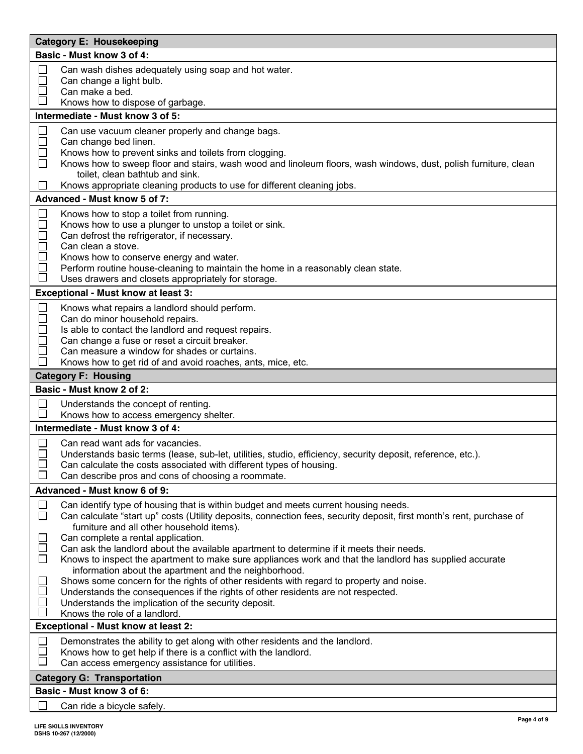## Category E: Housekeeping

**Basic - Must know 3 of 4:**

- ☐ Can wash dishes adequately using soap and hot water.
- ☐ Can change a light bulb.
- ☐ Can make a bed.
- ☐ Knows how to dispose of garbage.

**Intermediate - Must know 3 of 5:**

- ☐ Can use vacuum cleaner properly and change bags.
- ☐ Can change bed linen.
- ☐ Knows how to prevent sinks and toilets from clogging.
- ☐ Knows how to sweep floor and stairs, wash wood and linoleum floors, wash windows, dust, polish furniture, clean toilet, clean bathtub and sink.
- ☐ Knows appropriate cleaning products to use for different cleaning jobs.

**Advanced - Must know 5 of 7:**

- ☐ Knows how to stop a toilet from running.
- ☐ Knows how to use a plunger to unstop a toilet or sink.
- ☐ Can defrost the refrigerator, if necessary.
- ☐ Can clean a stove.
- ☐ Knows how to conserve energy and water.
- ☐ Perform routine house-cleaning to maintain the home in a reasonably clean state.
- ☐ Uses drawers and closets appropriately for storage.

**Exceptional - Must know at least 3:**

- ☐ Knows what repairs a landlord should perform.
- ☐ Can do minor household repairs.
- ☐ Is able to contact the landlord and request repairs.
- ☐ Can change a fuse or reset a circuit breaker.
- ☐ Can measure a window for shades or curtains.
- ☐ Knows how to get rid of and avoid roaches, ants, mice, etc.

## Category F: Housing

**Basic - Must know 2 of 2:**

- ☐ Understands the concept of renting.
- ☐ Knows how to access emergency shelter.

**Intermediate - Must know 3 of 4:**

- ☐ Can read want ads for vacancies.
- ☐ Understands basic terms (lease, sub-let, utilities, studio, efficiency, security deposit, reference, etc.).
- ☐ Can calculate the costs associated with different types of housing.
- ☐ Can describe pros and cons of choosing a roommate.

**Advanced - Must know 6 of 9:**

- ☐ Can identify type of housing that is within budget and meets current housing needs.
- ☐ Can calculate "start up" costs (Utility deposits, connection fees, security deposit, first month's rent, purchase of furniture and all other household items).
- ☐ Can complete a rental application.
- ☐ Can ask the landlord about the available apartment to determine if it meets their needs.
- ☐ Knows to inspect the apartment to make sure appliances work and that the landlord has supplied accurate information about the apartment and the neighborhood.
- ☐ Shows some concern for the rights of other residents with regard to property and noise.
- ☐ Understands the consequences if the rights of other residents are not respected.
- ☐ Understands the implication of the security deposit.
- ☐ Knows the role of a landlord.

**Exceptional - Must know at least 2:**

- ☐ Demonstrates the ability to get along with other residents and the landlord.
- ☐ Knows how to get help if there is a conflict with the landlord.
- ☐ Can access emergency assistance for utilities.

## Category G: Transportation

**Basic - Must know 3 of 6:**

- ☐ Can ride a bicycle safely.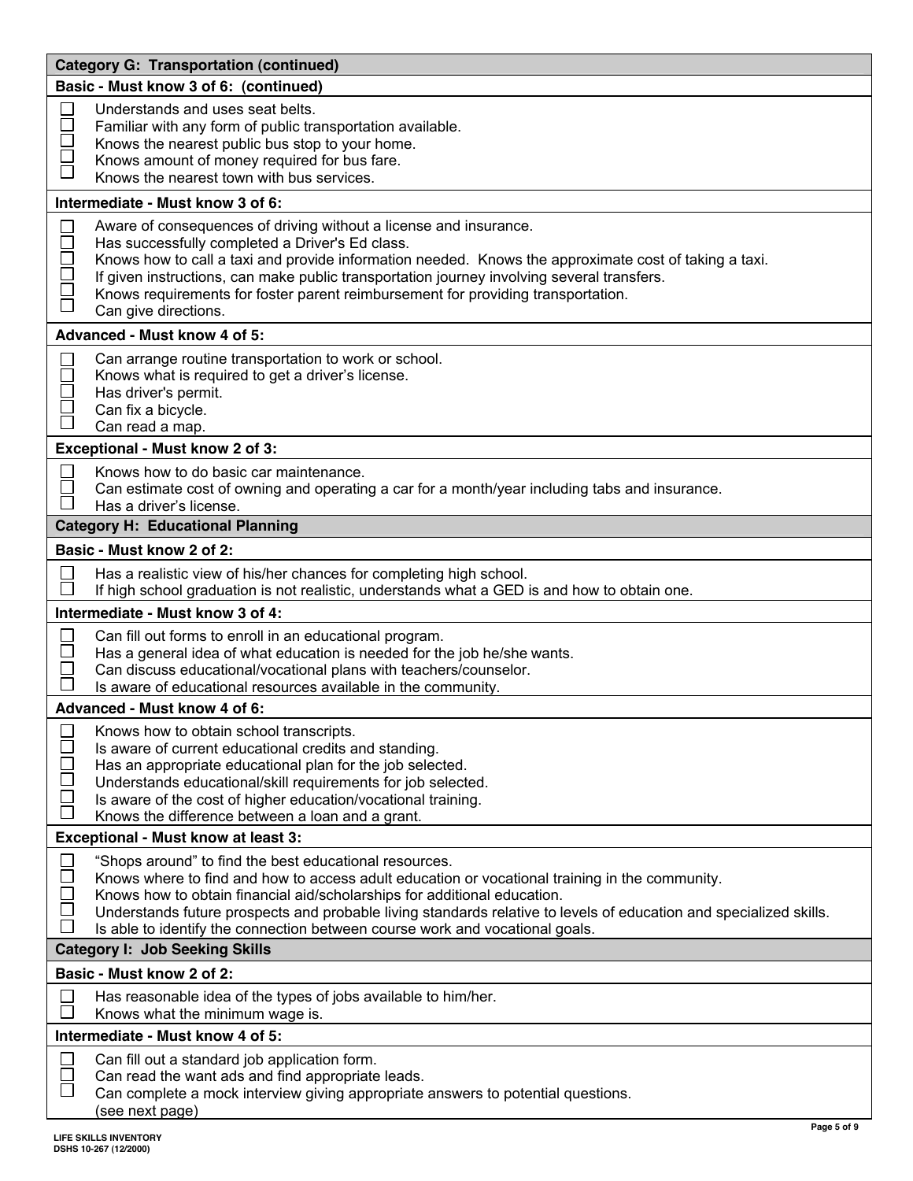## Category G: Transportation (continued)

**Basic - Must know 3 of 6: (continued)**

- ☐ Understands and uses seat belts.
- ☐ Familiar with any form of public transportation available.
- ☐ Knows the nearest public bus stop to your home.
- ☐ Knows amount of money required for bus fare.
- ☐ Knows the nearest town with bus services.

**Intermediate - Must know 3 of 6:**

- ☐ Aware of consequences of driving without a license and insurance.
- ☐ Has successfully completed a Driver's Ed class.
- ☐ Knows how to call a taxi and provide information needed. Knows the approximate cost of taking a taxi.
- ☐ If given instructions, can make public transportation journey involving several transfers.
- ☐ Knows requirements for foster parent reimbursement for providing transportation.
- ☐ Can give directions.

**Advanced - Must know 4 of 5:**

- ☐ Can arrange routine transportation to work or school.
- ☐ Knows what is required to get a driver's license.
- ☐ Has driver's permit.
- ☐ Can fix a bicycle.
- ☐ Can read a map.

**Exceptional - Must know 2 of 3:**

- ☐ Knows how to do basic car maintenance.
- ☐ Can estimate cost of owning and operating a car for a month/year including tabs and insurance.
- ☐ Has a driver's license.

## Category H: Educational Planning

**Basic - Must know 2 of 2:**

- ☐ Has a realistic view of his/her chances for completing high school.
- ☐ If high school graduation is not realistic, understands what a GED is and how to obtain one.

**Intermediate - Must know 3 of 4:**

- ☐ Can fill out forms to enroll in an educational program.
- ☐ Has a general idea of what education is needed for the job he/she wants.
- ☐ Can discuss educational/vocational plans with teachers/counselor.
- ☐ Is aware of educational resources available in the community.

**Advanced - Must know 4 of 6:**

- ☐ Knows how to obtain school transcripts.
- ☐ Is aware of current educational credits and standing.
- ☐ Has an appropriate educational plan for the job selected.
- ☐ Understands educational/skill requirements for job selected.
- ☐ Is aware of the cost of higher education/vocational training.
- ☐ Knows the difference between a loan and a grant.

**Exceptional - Must know at least 3:**

- ☐ "Shops around" to find the best educational resources.
- ☐ Knows where to find and how to access adult education or vocational training in the community.
- ☐ Knows how to obtain financial aid/scholarships for additional education.
- ☐ Understands future prospects and probable living standards relative to levels of education and specialized skills.
- ☐ Is able to identify the connection between course work and vocational goals.

## Category I: Job Seeking Skills

**Basic - Must know 2 of 2:**

- ☐ Has reasonable idea of the types of jobs available to him/her.
- ☐ Knows what the minimum wage is.

**Intermediate - Must know 4 of 5:**

- ☐ Can fill out a standard job application form.
- ☐ Can read the want ads and find appropriate leads.
- ☐ Can complete a mock interview giving appropriate answers to potential questions.

(see next page)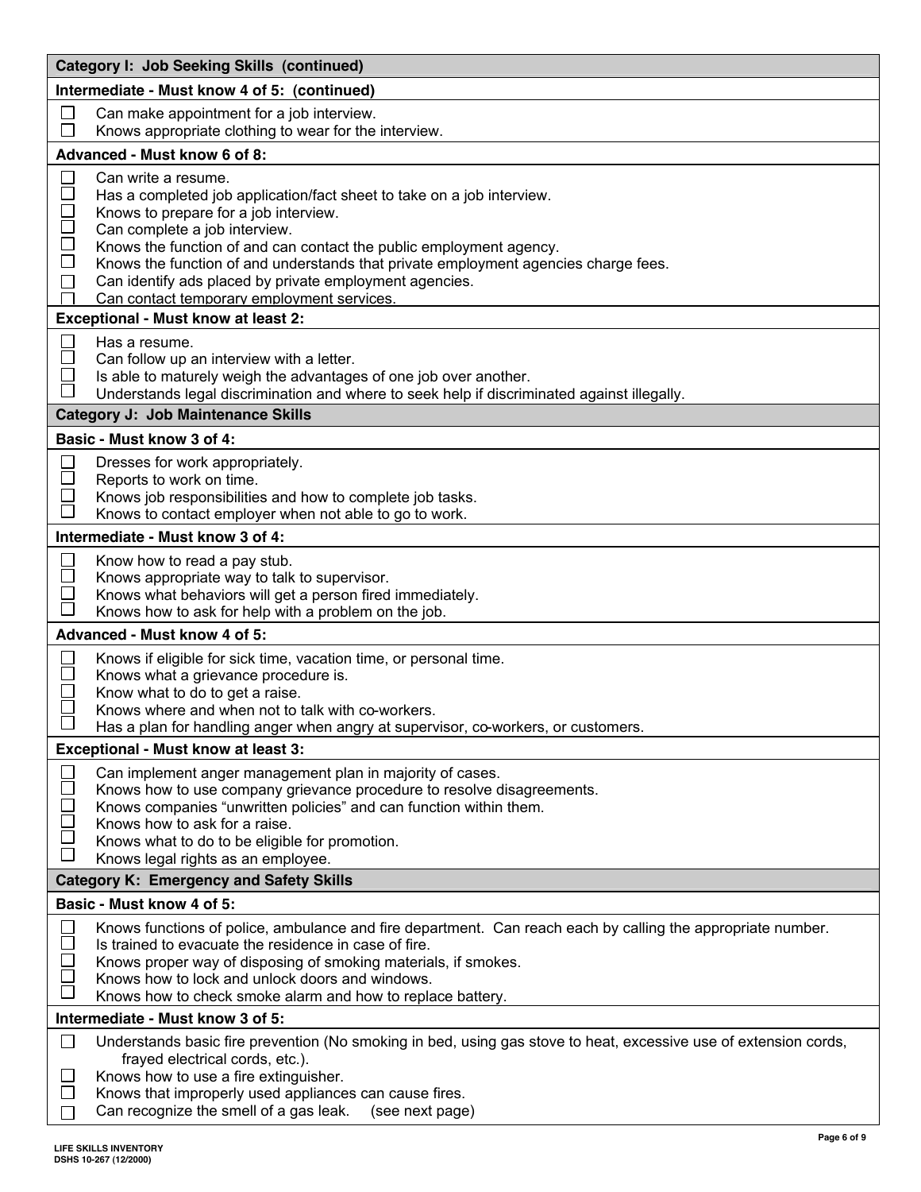## Category I: Job Seeking Skills (continued)

### Intermediate - Must know 4 of 5: (continued)

- [ ] Can make appointment for a job interview.
- [ ] Knows appropriate clothing to wear for the interview.

### Advanced - Must know 6 of 8:

- [ ] Can write a resume.
- [ ] Has a completed job application/fact sheet to take on a job interview.
- [ ] Knows to prepare for a job interview.
- [ ] Can complete a job interview.
- [ ] Knows the function of and can contact the public employment agency.
- [ ] Knows the function of and understands that private employment agencies charge fees.
- [ ] Can identify ads placed by private employment agencies.
- [ ] Can contact temporary employment services.

### Exceptional - Must know at least 2:

- [ ] Has a resume.
- [ ] Can follow up an interview with a letter.
- [ ] Is able to maturely weigh the advantages of one job over another.
- [ ] Understands legal discrimination and where to seek help if discriminated against illegally.

## Category J: Job Maintenance Skills

### Basic - Must know 3 of 4:

- [ ] Dresses for work appropriately.
- [ ] Reports to work on time.
- [ ] Knows job responsibilities and how to complete job tasks.
- [ ] Knows to contact employer when not able to go to work.

### Intermediate - Must know 3 of 4:

- [ ] Know how to read a pay stub.
- [ ] Knows appropriate way to talk to supervisor.
- [ ] Knows what behaviors will get a person fired immediately.
- [ ] Knows how to ask for help with a problem on the job.

### Advanced - Must know 4 of 5:

- [ ] Knows if eligible for sick time, vacation time, or personal time.
- [ ] Knows what a grievance procedure is.
- [ ] Know what to do to get a raise.
- [ ] Knows where and when not to talk with co-workers.
- [ ] Has a plan for handling anger when angry at supervisor, co-workers, or customers.

### Exceptional - Must know at least 3:

- [ ] Can implement anger management plan in majority of cases.
- [ ] Knows how to use company grievance procedure to resolve disagreements.
- [ ] Knows companies "unwritten policies" and can function within them.
- [ ] Knows how to ask for a raise.
- [ ] Knows what to do to be eligible for promotion.
- [ ] Knows legal rights as an employee.

## Category K: Emergency and Safety Skills

### Basic - Must know 4 of 5:

- [ ] Knows functions of police, ambulance and fire department. Can reach each by calling the appropriate number.
- [ ] Is trained to evacuate the residence in case of fire.
- [ ] Knows proper way of disposing of smoking materials, if smokes.
- [ ] Knows how to lock and unlock doors and windows.
- [ ] Knows how to check smoke alarm and how to replace battery.

### Intermediate - Must know 3 of 5:

- [ ] Understands basic fire prevention (No smoking in bed, using gas stove to heat, excessive use of extension cords, frayed electrical cords, etc.).
- [ ] Knows how to use a fire extinguisher.
- [ ] Knows that improperly used appliances can cause fires.
- [ ] Can recognize the smell of a gas leak. (see next page)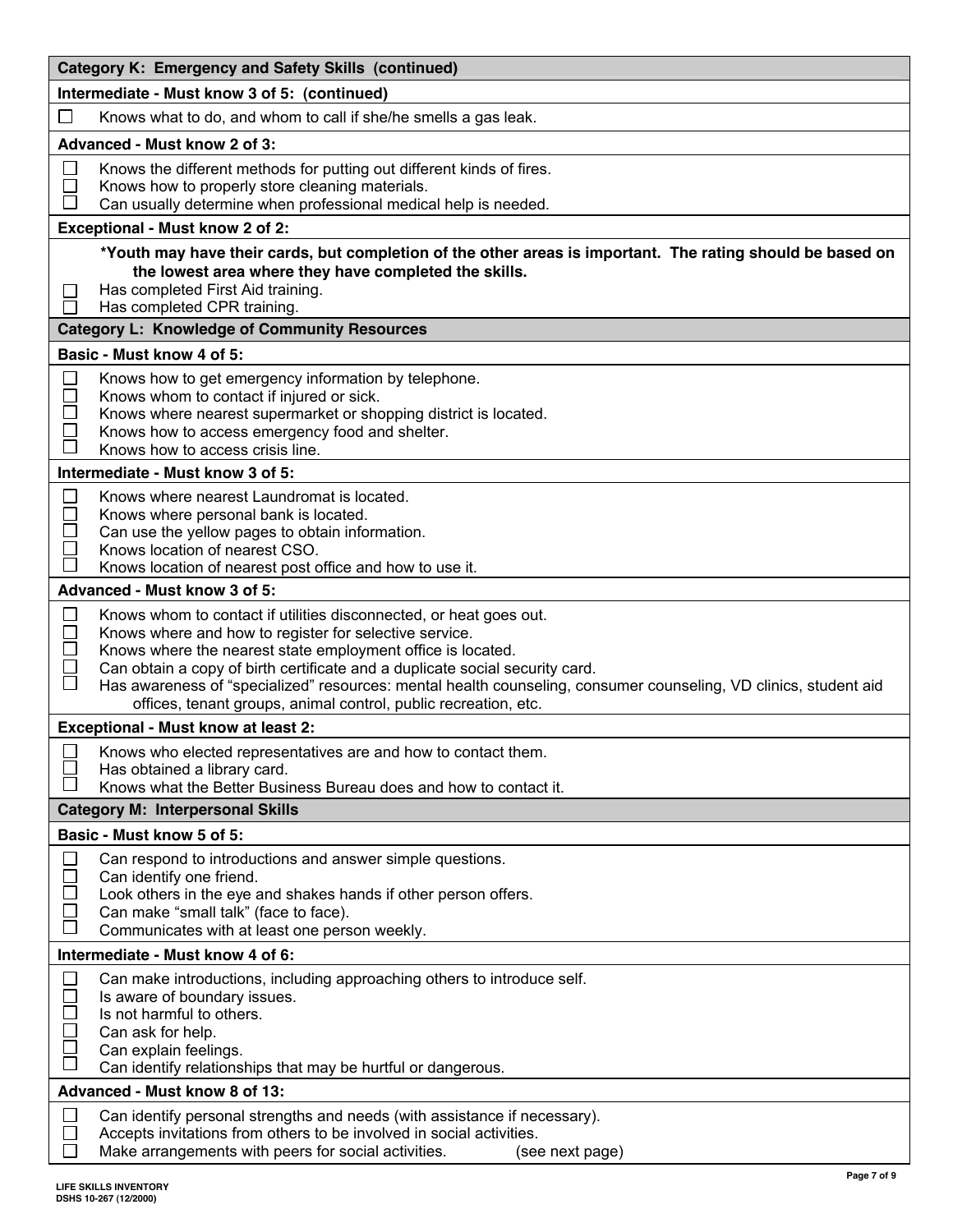## Category K: Emergency and Safety Skills (continued)

**Intermediate - Must know 3 of 5: (continued)**

- ☐ Knows what to do, and whom to call if she/he smells a gas leak.

**Advanced - Must know 2 of 3:**

- ☐ Knows the different methods for putting out different kinds of fires.
- ☐ Knows how to properly store cleaning materials.
- ☐ Can usually determine when professional medical help is needed.

**Exceptional - Must know 2 of 2:**

**\*Youth may have their cards, but completion of the other areas is important. The rating should be based on the lowest area where they have completed the skills.**

- ☐ Has completed First Aid training.
- ☐ Has completed CPR training.

## Category L: Knowledge of Community Resources

**Basic - Must know 4 of 5:**

- ☐ Knows how to get emergency information by telephone.
- ☐ Knows whom to contact if injured or sick.
- ☐ Knows where nearest supermarket or shopping district is located.
- ☐ Knows how to access emergency food and shelter.
- ☐ Knows how to access crisis line.

**Intermediate - Must know 3 of 5:**

- ☐ Knows where nearest Laundromat is located.
- ☐ Knows where personal bank is located.
- ☐ Can use the yellow pages to obtain information.
- ☐ Knows location of nearest CSO.
- ☐ Knows location of nearest post office and how to use it.

**Advanced - Must know 3 of 5:**

- ☐ Knows whom to contact if utilities disconnected, or heat goes out.
- ☐ Knows where and how to register for selective service.
- ☐ Knows where the nearest state employment office is located.
- ☐ Can obtain a copy of birth certificate and a duplicate social security card.
- ☐ Has awareness of "specialized" resources: mental health counseling, consumer counseling, VD clinics, student aid offices, tenant groups, animal control, public recreation, etc.

**Exceptional - Must know at least 2:**

- ☐ Knows who elected representatives are and how to contact them.
- ☐ Has obtained a library card.
- ☐ Knows what the Better Business Bureau does and how to contact it.

## Category M: Interpersonal Skills

**Basic - Must know 5 of 5:**

- ☐ Can respond to introductions and answer simple questions.
- ☐ Can identify one friend.
- ☐ Look others in the eye and shakes hands if other person offers.
- ☐ Can make "small talk" (face to face).
- ☐ Communicates with at least one person weekly.

**Intermediate - Must know 4 of 6:**

- ☐ Can make introductions, including approaching others to introduce self.
- ☐ Is aware of boundary issues.
- ☐ Is not harmful to others.
- ☐ Can ask for help.
- ☐ Can explain feelings.
- ☐ Can identify relationships that may be hurtful or dangerous.

**Advanced - Must know 8 of 13:**

- ☐ Can identify personal strengths and needs (with assistance if necessary).
- ☐ Accepts invitations from others to be involved in social activities.
- ☐ Make arrangements with peers for social activities. (see next page)

LIFE SKILLS INVENTORY
DSHS 10-267 (12/2000)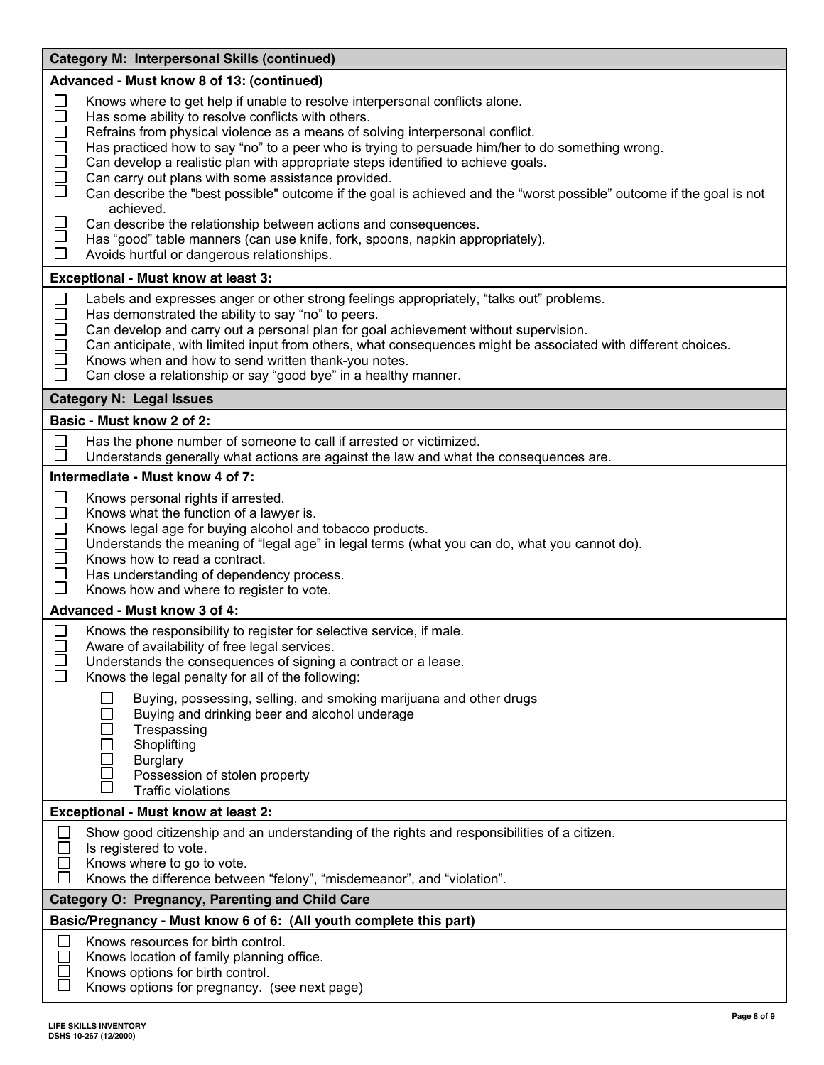### Category M: Interpersonal Skills (continued)

**Advanced - Must know 8 of 13: (continued)**

- ☐ Knows where to get help if unable to resolve interpersonal conflicts alone.
- ☐ Has some ability to resolve conflicts with others.
- ☐ Refrains from physical violence as a means of solving interpersonal conflict.
- ☐ Has practiced how to say "no" to a peer who is trying to persuade him/her to do something wrong.
- ☐ Can develop a realistic plan with appropriate steps identified to achieve goals.
- ☐ Can carry out plans with some assistance provided.
- ☐ Can describe the "best possible" outcome if the goal is achieved and the "worst possible" outcome if the goal is not achieved.
- ☐ Can describe the relationship between actions and consequences.
- ☐ Has "good" table manners (can use knife, fork, spoons, napkin appropriately).
- ☐ Avoids hurtful or dangerous relationships.

**Exceptional - Must know at least 3:**

- ☐ Labels and expresses anger or other strong feelings appropriately, "talks out" problems.
- ☐ Has demonstrated the ability to say "no" to peers.
- ☐ Can develop and carry out a personal plan for goal achievement without supervision.
- ☐ Can anticipate, with limited input from others, what consequences might be associated with different choices.
- ☐ Knows when and how to send written thank-you notes.
- ☐ Can close a relationship or say "good bye" in a healthy manner.

### Category N: Legal Issues

**Basic - Must know 2 of 2:**

- ☐ Has the phone number of someone to call if arrested or victimized.
- ☐ Understands generally what actions are against the law and what the consequences are.

**Intermediate - Must know 4 of 7:**

- ☐ Knows personal rights if arrested.
- ☐ Knows what the function of a lawyer is.
- ☐ Knows legal age for buying alcohol and tobacco products.
- ☐ Understands the meaning of "legal age" in legal terms (what you can do, what you cannot do).
- ☐ Knows how to read a contract.
- ☐ Has understanding of dependency process.
- ☐ Knows how and where to register to vote.

**Advanced - Must know 3 of 4:**

- ☐ Knows the responsibility to register for selective service, if male.
- ☐ Aware of availability of free legal services.
- ☐ Understands the consequences of signing a contract or a lease.
- ☐ Knows the legal penalty for all of the following:
  - ☐ Buying, possessing, selling, and smoking marijuana and other drugs
  - ☐ Buying and drinking beer and alcohol underage
  - ☐ Trespassing
  - ☐ Shoplifting
  - ☐ Burglary
  - ☐ Possession of stolen property
  - ☐ Traffic violations

**Exceptional - Must know at least 2:**

- ☐ Show good citizenship and an understanding of the rights and responsibilities of a citizen.
- ☐ Is registered to vote.
- ☐ Knows where to go to vote.
- ☐ Knows the difference between "felony", "misdemeanor", and "violation".

### Category O: Pregnancy, Parenting and Child Care

**Basic/Pregnancy - Must know 6 of 6: (All youth complete this part)**

- ☐ Knows resources for birth control.
- ☐ Knows location of family planning office.
- ☐ Knows options for birth control.
- ☐ Knows options for pregnancy. (see next page)

LIFE SKILLS INVENTORY
DSHS 10-267 (12/2000)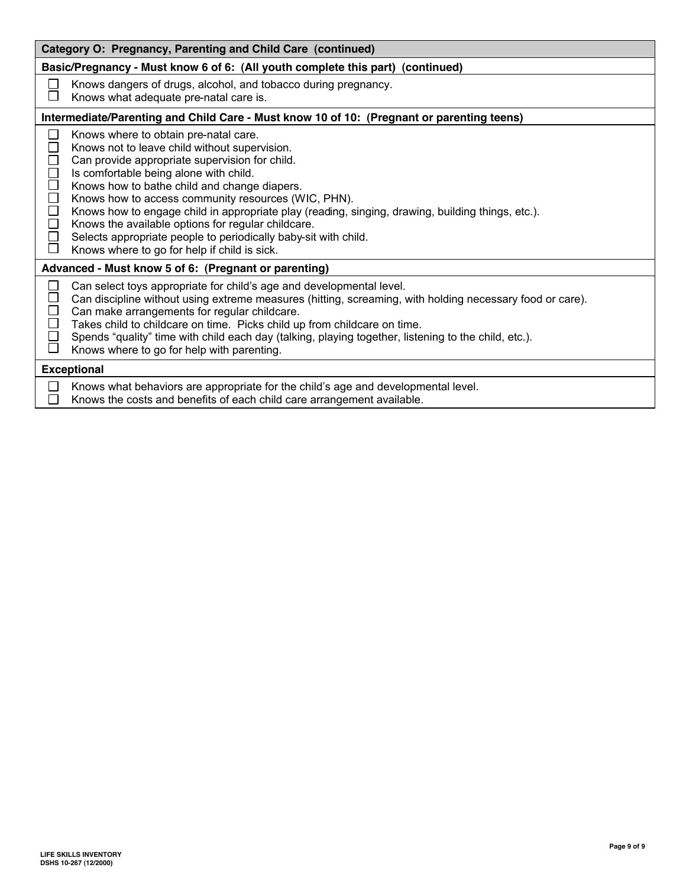## Category O: Pregnancy, Parenting and Child Care (continued)

### Basic/Pregnancy - Must know 6 of 6: (All youth complete this part) (continued)

- ☐ Knows dangers of drugs, alcohol, and tobacco during pregnancy.
- ☐ Knows what adequate pre-natal care is.

### Intermediate/Parenting and Child Care - Must know 10 of 10: (Pregnant or parenting teens)

- ☐ Knows where to obtain pre-natal care.
- ☐ Knows not to leave child without supervision.
- ☐ Can provide appropriate supervision for child.
- ☐ Is comfortable being alone with child.
- ☐ Knows how to bathe child and change diapers.
- ☐ Knows how to access community resources (WIC, PHN).
- ☐ Knows how to engage child in appropriate play (reading, singing, drawing, building things, etc.).
- ☐ Knows the available options for regular childcare.
- ☐ Selects appropriate people to periodically baby-sit with child.
- ☐ Knows where to go for help if child is sick.

### Advanced - Must know 5 of 6: (Pregnant or parenting)

- ☐ Can select toys appropriate for child's age and developmental level.
- ☐ Can discipline without using extreme measures (hitting, screaming, with holding necessary food or care).
- ☐ Can make arrangements for regular childcare.
- ☐ Takes child to childcare on time. Picks child up from childcare on time.
- ☐ Spends "quality" time with child each day (talking, playing together, listening to the child, etc.).
- ☐ Knows where to go for help with parenting.

### Exceptional

- ☐ Knows what behaviors are appropriate for the child's age and developmental level.
- ☐ Knows the costs and benefits of each child care arrangement available.

LIFE SKILLS INVENTORY
DSHS 10-267 (12/2000)